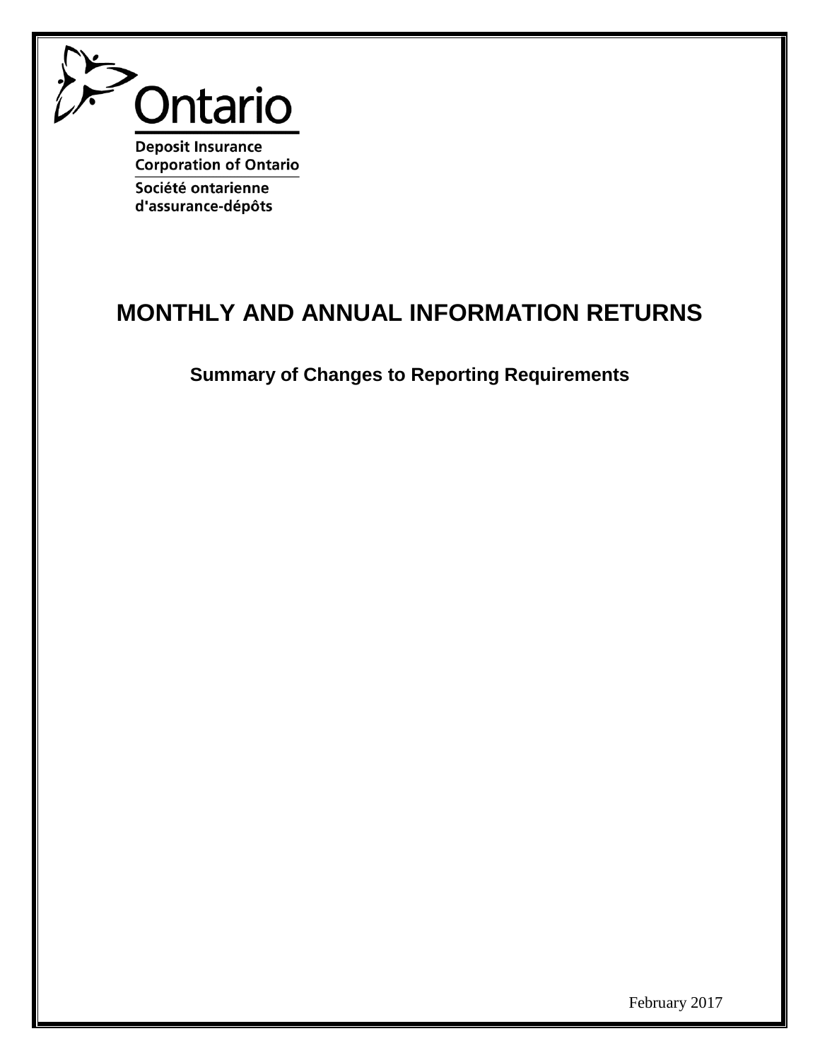Ontario

Deposit Insurance Corporation of Ontario

Société ontarienne d'assurance-dépôts

# MONTHLY AND ANNUAL INFORMATION RETURNS

## Summary of Changes to Reporting Requirements

February 2017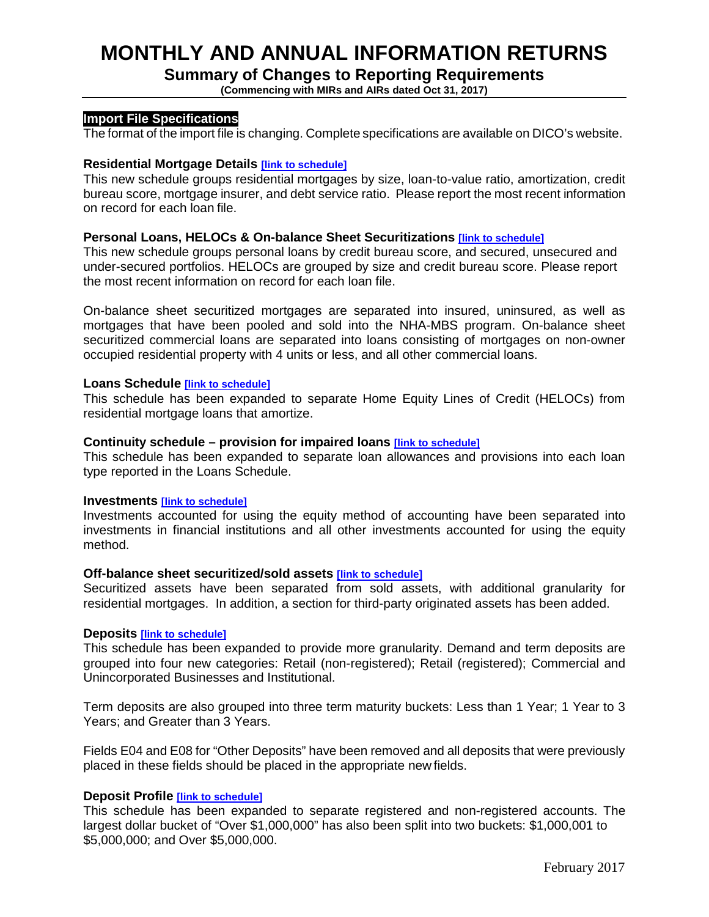# MONTHLY AND ANNUAL INFORMATION RETURNS

## Summary of Changes to Reporting Requirements

**(Commencing with MIRs and AIRs dated Oct 31, 2017)**

### Import File Specifications

The format of the import file is changing. Complete specifications are available on DICO's website.

**Residential Mortgage Details** [link to schedule]

This new schedule groups residential mortgages by size, loan-to-value ratio, amortization, credit bureau score, mortgage insurer, and debt service ratio. Please report the most recent information on record for each loan file.

**Personal Loans, HELOCs & On-balance Sheet Securitizations** [link to schedule]

This new schedule groups personal loans by credit bureau score, and secured, unsecured and under-secured portfolios. HELOCs are grouped by size and credit bureau score. Please report the most recent information on record for each loan file.

On-balance sheet securitized mortgages are separated into insured, uninsured, as well as mortgages that have been pooled and sold into the NHA-MBS program. On-balance sheet securitized commercial loans are separated into loans consisting of mortgages on non-owner occupied residential property with 4 units or less, and all other commercial loans.

**Loans Schedule** [link to schedule]

This schedule has been expanded to separate Home Equity Lines of Credit (HELOCs) from residential mortgage loans that amortize.

**Continuity schedule – provision for impaired loans** [link to schedule]

This schedule has been expanded to separate loan allowances and provisions into each loan type reported in the Loans Schedule.

**Investments** [link to schedule]

Investments accounted for using the equity method of accounting have been separated into investments in financial institutions and all other investments accounted for using the equity method.

**Off-balance sheet securitized/sold assets** [link to schedule]

Securitized assets have been separated from sold assets, with additional granularity for residential mortgages. In addition, a section for third-party originated assets has been added.

**Deposits** [link to schedule]

This schedule has been expanded to provide more granularity. Demand and term deposits are grouped into four new categories: Retail (non-registered); Retail (registered); Commercial and Unincorporated Businesses and Institutional.

Term deposits are also grouped into three term maturity buckets: Less than 1 Year; 1 Year to 3 Years; and Greater than 3 Years.

Fields E04 and E08 for "Other Deposits" have been removed and all deposits that were previously placed in these fields should be placed in the appropriate new fields.

**Deposit Profile** [link to schedule]

This schedule has been expanded to separate registered and non-registered accounts. The largest dollar bucket of "Over $1,000,000" has also been split into two buckets: $1,000,001 to $5,000,000; and Over $5,000,000.

February 2017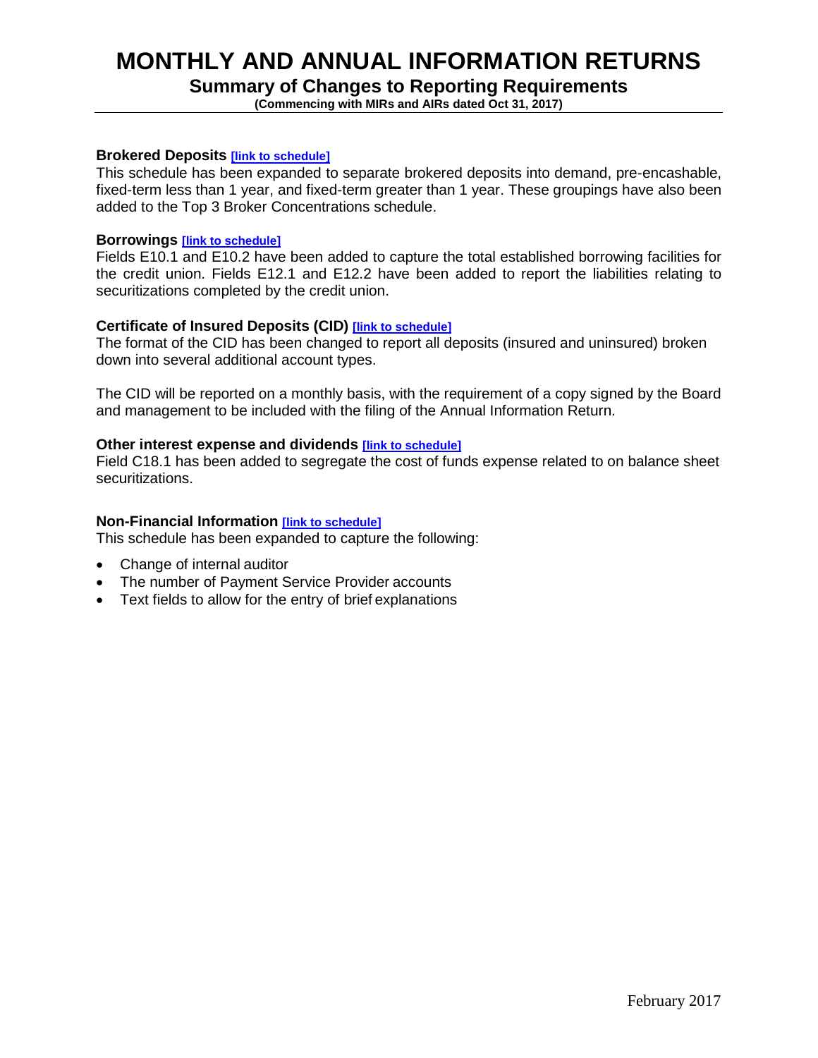# MONTHLY AND ANNUAL INFORMATION RETURNS

## Summary of Changes to Reporting Requirements

**(Commencing with MIRs and AIRs dated Oct 31, 2017)**

### Brokered Deposits [link to schedule]

This schedule has been expanded to separate brokered deposits into demand, pre-encashable, fixed-term less than 1 year, and fixed-term greater than 1 year. These groupings have also been added to the Top 3 Broker Concentrations schedule.

### Borrowings [link to schedule]

Fields E10.1 and E10.2 have been added to capture the total established borrowing facilities for the credit union. Fields E12.1 and E12.2 have been added to report the liabilities relating to securitizations completed by the credit union.

### Certificate of Insured Deposits (CID) [link to schedule]

The format of the CID has been changed to report all deposits (insured and uninsured) broken down into several additional account types.

The CID will be reported on a monthly basis, with the requirement of a copy signed by the Board and management to be included with the filing of the Annual Information Return.

### Other interest expense and dividends [link to schedule]

Field C18.1 has been added to segregate the cost of funds expense related to on balance sheet securitizations.

### Non-Financial Information [link to schedule]

This schedule has been expanded to capture the following:

- Change of internal auditor
- The number of Payment Service Provider accounts
- Text fields to allow for the entry of brief explanations

February 2017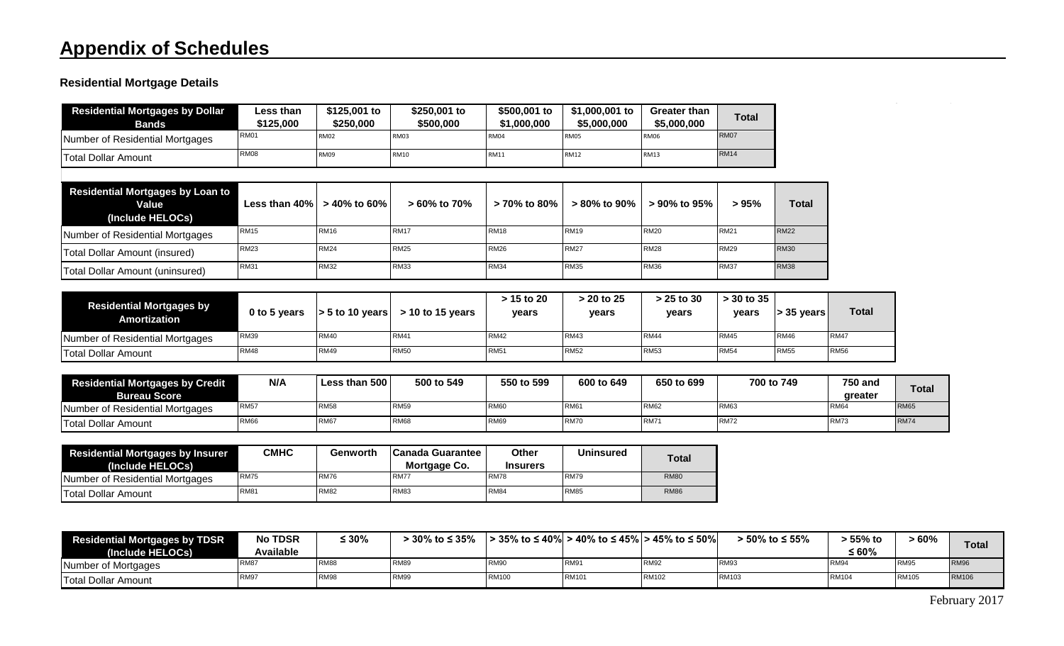## Appendix of Schedules

### Residential Mortgage Details

| Residential Mortgages by Dollar Bands | Less than $125,000 | $125,001 to $250,000 | $250,001 to $500,000 | $500,001 to $1,000,000 | $1,000,001 to $5,000,000 | Greater than $5,000,000 | Total |
|---|---|---|---|---|---|---|---|
| Number of Residential Mortgages | RM01 | RM02 | RM03 | RM04 | RM05 | RM06 | RM07 |
| Total Dollar Amount | RM08 | RM09 | RM10 | RM11 | RM12 | RM13 | RM14 |

| Residential Mortgages by Loan to Value (Include HELOCs) | Less than 40% | > 40% to 60% | > 60% to 70% | > 70% to 80% | > 80% to 90% | > 90% to 95% | > 95% | Total |
|---|---|---|---|---|---|---|---|---|
| Number of Residential Mortgages | RM15 | RM16 | RM17 | RM18 | RM19 | RM20 | RM21 | RM22 |
| Total Dollar Amount (insured) | RM23 | RM24 | RM25 | RM26 | RM27 | RM28 | RM29 | RM30 |
| Total Dollar Amount (uninsured) | RM31 | RM32 | RM33 | RM34 | RM35 | RM36 | RM37 | RM38 |

| Residential Mortgages by Amortization | 0 to 5 years | > 5 to 10 years | > 10 to 15 years | > 15 to 20 years | > 20 to 25 years | > 25 to 30 years | > 30 to 35 years | > 35 years | Total |
|---|---|---|---|---|---|---|---|---|---|
| Number of Residential Mortgages | RM39 | RM40 | RM41 | RM42 | RM43 | RM44 | RM45 | RM46 | RM47 |
| Total Dollar Amount | RM48 | RM49 | RM50 | RM51 | RM52 | RM53 | RM54 | RM55 | RM56 |

| Residential Mortgages by Credit Bureau Score | N/A | Less than 500 | 500 to 549 | 550 to 599 | 600 to 649 | 650 to 699 | 700 to 749 | 750 and greater | Total |
|---|---|---|---|---|---|---|---|---|---|
| Number of Residential Mortgages | RM57 | RM58 | RM59 | RM60 | RM61 | RM62 | RM63 | RM64 | RM65 |
| Total Dollar Amount | RM66 | RM67 | RM68 | RM69 | RM70 | RM71 | RM72 | RM73 | RM74 |

| Residential Mortgages by Insurer (Include HELOCs) | CMHC | Genworth | Canada Guarantee Mortgage Co. | Other Insurers | Uninsured | Total |
|---|---|---|---|---|---|---|
| Number of Residential Mortgages | RM75 | RM76 | RM77 | RM78 | RM79 | RM80 |
| Total Dollar Amount | RM81 | RM82 | RM83 | RM84 | RM85 | RM86 |

| Residential Mortgages by TDSR (Include HELOCs) | No TDSR Available | ≤ 30% | > 30% to ≤ 35% | > 35% to ≤ 40% | > 40% to ≤ 45% | > 45% to ≤ 50% | > 50% to ≤ 55% | > 55% to ≤ 60% | > 60% | Total |
|---|---|---|---|---|---|---|---|---|---|---|
| Number of Mortgages | RM87 | RM88 | RM89 | RM90 | RM91 | RM92 | RM93 | RM94 | RM95 | RM96 |
| Total Dollar Amount | RM97 | RM98 | RM99 | RM100 | RM101 | RM102 | RM103 | RM104 | RM105 | RM106 |

February 2017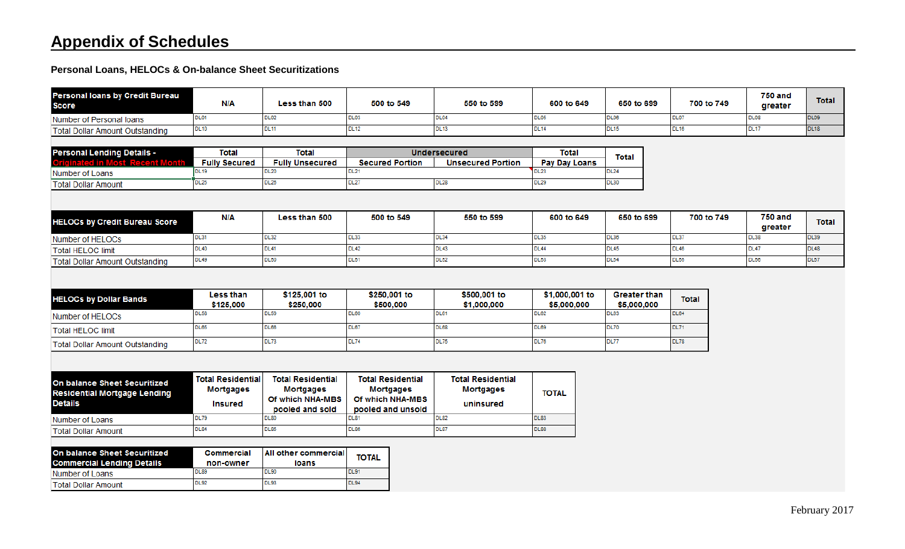# Appendix of Schedules

**Personal Loans, HELOCs & On-balance Sheet Securitizations**

| Personal loans by Credit Bureau Score | N/A | Less than 500 | 500 to 549 | 550 to 599 | 600 to 649 | 650 to 699 | 700 to 749 | 750 and greater | Total |
|---|---|---|---|---|---|---|---|---|---|
| Number of Personal loans | DL01 | DL02 | DL03 | DL04 | DL05 | DL06 | DL07 | DL08 | DL09 |
| Total Dollar Amount Outstanding | DL10 | DL11 | DL12 | DL13 | DL14 | DL15 | DL16 | DL17 | DL18 |

| Personal Lending Details - Originated in Most Recent Month | Total | Total | Undersecured | | Total | Total |
|---|---|---|---|---|---|---|
| | Fully Secured | Fully Unsecured | Secured Portion | Unsecured Portion | Pay Day Loans | |
| Number of Loans | DL19 | DL20 | DL21 | | DL23 | DL24 |
| Total Dollar Amount | DL25 | DL26 | DL27 | DL28 | DL29 | DL30 |

| HELOCs by Credit Bureau Score | N/A | Less than 500 | 500 to 549 | 550 to 599 | 600 to 649 | 650 to 699 | 700 to 749 | 750 and greater | Total |
|---|---|---|---|---|---|---|---|---|---|
| Number of HELOCs | DL31 | DL32 | DL33 | DL34 | DL35 | DL36 | DL37 | DL38 | DL39 |
| Total HELOC limit | DL40 | DL41 | DL42 | DL43 | DL44 | DL45 | DL46 | DL47 | DL48 |
| Total Dollar Amount Outstanding | DL49 | DL50 | DL51 | DL52 | DL53 | DL54 | DL55 | DL56 | DL57 |

| HELOCs by Dollar Bands | Less than $125,000 | $125,001 to $250,000 | $250,001 to $500,000 | $500,001 to $1,000,000 | $1,000,001 to $5,000,000 | Greater than $5,000,000 | Total |
|---|---|---|---|---|---|---|---|
| Number of HELOCs | DL58 | DL59 | DL60 | DL61 | DL62 | DL63 | DL64 |
| Total HELOC limit | DL65 | DL66 | DL67 | DL68 | DL69 | DL70 | DL71 |
| Total Dollar Amount Outstanding | DL72 | DL73 | DL74 | DL75 | DL76 | DL77 | DL78 |

| On balance Sheet Securitized Residential Mortgage Lending Details | Total Residential Mortgages Insured | Total Residential Mortgages Of which NHA-MBS pooled and sold | Total Residential Mortgages Of which NHA-MBS pooled and unsold | Total Residential Mortgages uninsured | TOTAL |
|---|---|---|---|---|---|
| Number of Loans | DL79 | DL80 | DL81 | DL82 | DL83 |
| Total Dollar Amount | DL84 | DL85 | DL86 | DL87 | DL88 |

| On balance Sheet Securitized Commercial Lending Details | Commercial non-owner | All other commercial loans | TOTAL |
|---|---|---|---|
| Number of Loans | DL89 | DL90 | DL91 |
| Total Dollar Amount | DL92 | DL93 | DL94 |

February 2017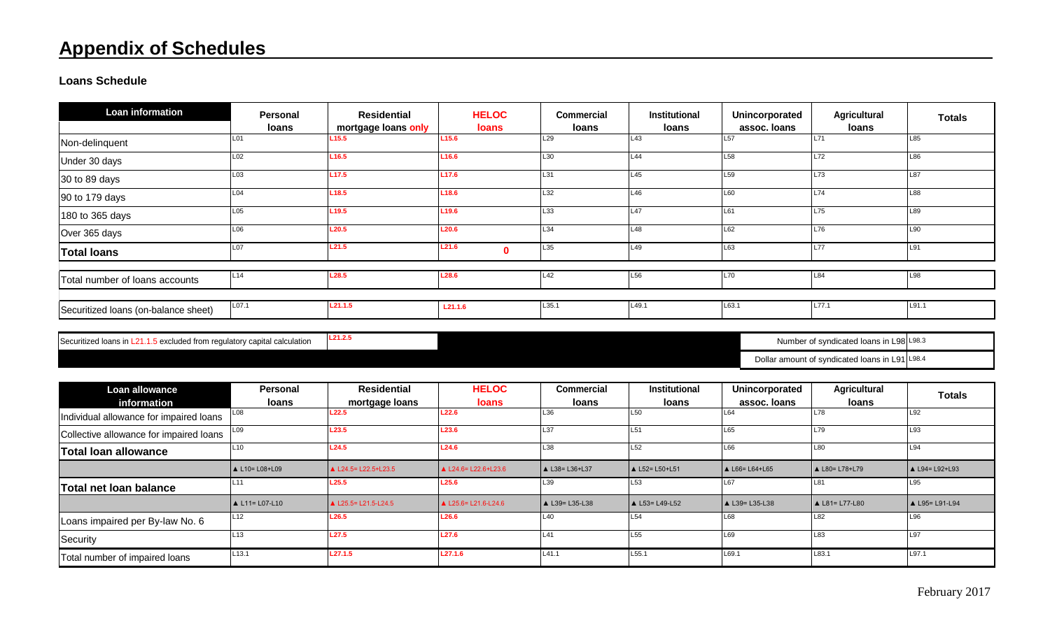# Appendix of Schedules

### Loans Schedule

| Loan information | Personal loans | Residential mortgage loans only | HELOC loans | Commercial loans | Institutional loans | Unincorporated assoc. loans | Agricultural loans | Totals |
|---|---|---|---|---|---|---|---|---|
| Non-delinquent | L01 | L15.5 | L15.6 | L29 | L43 | L57 | L71 | L85 |
| Under 30 days | L02 | L16.5 | L16.6 | L30 | L44 | L58 | L72 | L86 |
| 30 to 89 days | L03 | L17.5 | L17.6 | L31 | L45 | L59 | L73 | L87 |
| 90 to 179 days | L04 | L18.5 | L18.6 | L32 | L46 | L60 | L74 | L88 |
| 180 to 365 days | L05 | L19.5 | L19.6 | L33 | L47 | L61 | L75 | L89 |
| Over 365 days | L06 | L20.5 | L20.6 | L34 | L48 | L62 | L76 | L90 |
| **Total loans** | L07 | L21.5 | L21.6 0 | L35 | L49 | L63 | L77 | L91 |
| Total number of loans accounts | L14 | L28.5 | L28.6 | L42 | L56 | L70 | L84 | L98 |
| Securitized loans (on-balance sheet) | L07.1 | L21.1.5 | L21.1.6 | L35.1 | L49.1 | L63.1 | L77.1 | L91.1 |

| | | |
|---|---|---|
| Securitized loans in L21.1.5 excluded from regulatory capital calculation | L21.2.5 | |
| Number of syndicated loans in L98 | L98.3 | |
| Dollar amount of syndicated loans in L91 | L98.4 | |

| Loan allowance information | Personal loans | Residential mortgage loans | HELOC loans | Commercial loans | Institutional loans | Unincorporated assoc. loans | Agricultural loans | Totals |
|---|---|---|---|---|---|---|---|---|
| Individual allowance for impaired loans | L08 | L22.5 | L22.6 | L36 | L50 | L64 | L78 | L92 |
| Collective allowance for impaired loans | L09 | L23.5 | L23.6 | L37 | L51 | L65 | L79 | L93 |
| **Total loan allowance** | L10 | L24.5 | L24.6 | L38 | L52 | L66 | L80 | L94 |
| | ▲ L10= L08+L09 | ▲ L24.5= L22.5+L23.5 | ▲ L24.6= L22.6+L23.6 | ▲ L38= L36+L37 | ▲ L52= L50+L51 | ▲ L66= L64+L65 | ▲ L80= L78+L79 | ▲ L94= L92+L93 |
| **Total net loan balance** | L11 | L25.5 | L25.6 | L39 | L53 | L67 | L81 | L95 |
| | ▲ L11= L07-L10 | ▲ L25.5= L21.5-L24.5 | ▲ L25.6= L21.6-L24.6 | ▲ L39= L35-L38 | ▲ L53= L49-L52 | ▲ L39= L35-L38 | ▲ L81= L77-L80 | ▲ L95= L91-L94 |
| Loans impaired per By-law No. 6 | L12 | L26.5 | L26.6 | L40 | L54 | L68 | L82 | L96 |
| Security | L13 | L27.5 | L27.6 | L41 | L55 | L69 | L83 | L97 |
| Total number of impaired loans | L13.1 | L27.1.5 | L27.1.6 | L41.1 | L55.1 | L69.1 | L83.1 | L97.1 |

February 2017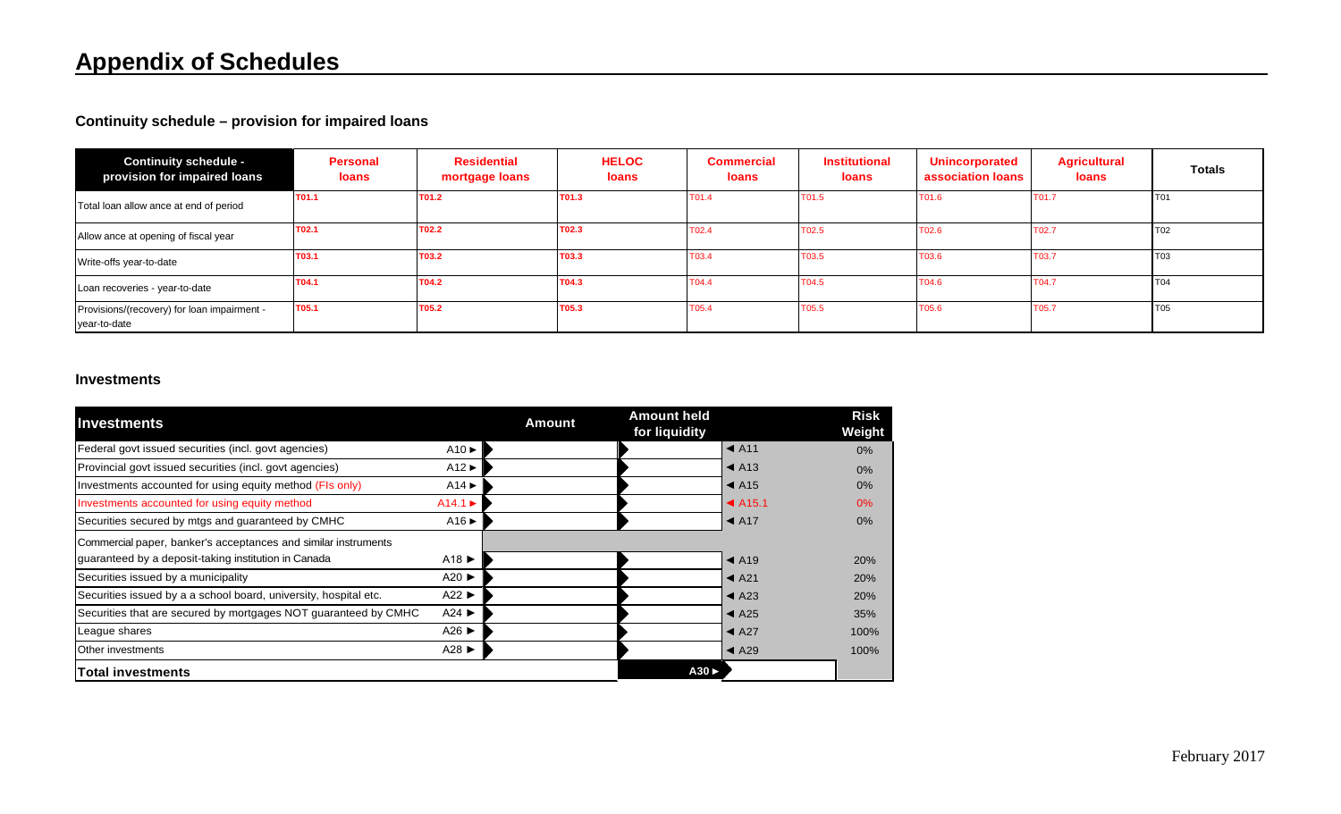# Appendix of Schedules

### Continuity schedule – provision for impaired loans

| Continuity schedule - provision for impaired loans | Personal loans | Residential mortgage loans | HELOC loans | Commercial loans | Institutional loans | Unincorporated association loans | Agricultural loans | Totals |
|---|---|---|---|---|---|---|---|---|
| Total loan allow ance at end of period | T01.1 | T01.2 | T01.3 | T01.4 | T01.5 | T01.6 | T01.7 | T01 |
| Allow ance at opening of fiscal year | T02.1 | T02.2 | T02.3 | T02.4 | T02.5 | T02.6 | T02.7 | T02 |
| Write-offs year-to-date | T03.1 | T03.2 | T03.3 | T03.4 | T03.5 | T03.6 | T03.7 | T03 |
| Loan recoveries - year-to-date | T04.1 | T04.2 | T04.3 | T04.4 | T04.5 | T04.6 | T04.7 | T04 |
| Provisions/(recovery) for loan impairment - year-to-date | T05.1 | T05.2 | T05.3 | T05.4 | T05.5 | T05.6 | T05.7 | T05 |

### Investments

| Investments | | Amount | Amount held for liquidity | | Risk Weight |
|---|---|---|---|---|---|
| Federal govt issued securities (incl. govt agencies) | A10 ► | | | ◄ A11 | 0% |
| Provincial govt issued securities (incl. govt agencies) | A12 ► | | | ◄ A13 | 0% |
| Investments accounted for using equity method (FIs only) | A14 ► | | | ◄ A15 | 0% |
| Investments accounted for using equity method | A14.1 ► | | | ◄ A15.1 | 0% |
| Securities secured by mtgs and guaranteed by CMHC | A16 ► | | | ◄ A17 | 0% |
| Commercial paper, banker's acceptances and similar instruments guaranteed by a deposit-taking institution in Canada | A18 ► | | | ◄ A19 | 20% |
| Securities issued by a municipality | A20 ► | | | ◄ A21 | 20% |
| Securities issued by a a school board, university, hospital etc. | A22 ► | | | ◄ A23 | 20% |
| Securities that are secured by mortgages NOT guaranteed by CMHC | A24 ► | | | ◄ A25 | 35% |
| League shares | A26 ► | | | ◄ A27 | 100% |
| Other investments | A28 ► | | | ◄ A29 | 100% |
| **Total investments** | | | A30 ► | | |

February 2017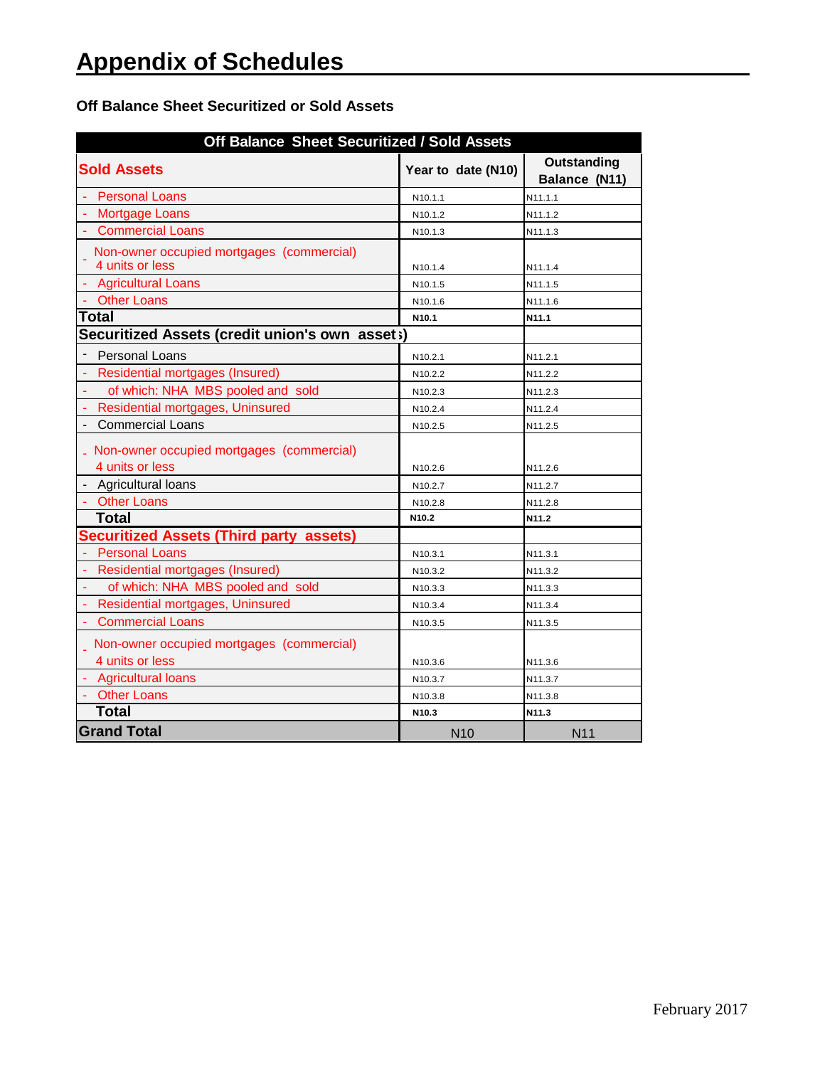# Appendix of Schedules

### Off Balance Sheet Securitized or Sold Assets

| Off Balance Sheet Securitized / Sold Assets | | |
|---|---|---|
| **Sold Assets** | **Year to date (N10)** | **Outstanding Balance (N11)** |
| - Personal Loans | N10.1.1 | N11.1.1 |
| - Mortgage Loans | N10.1.2 | N11.1.2 |
| - Commercial Loans | N10.1.3 | N11.1.3 |
| - Non-owner occupied mortgages (commercial) 4 units or less | N10.1.4 | N11.1.4 |
| - Agricultural Loans | N10.1.5 | N11.1.5 |
| - Other Loans | N10.1.6 | N11.1.6 |
| **Total** | **N10.1** | **N11.1** |
| **Securitized Assets (credit union's own assets)** | | |
| - Personal Loans | N10.2.1 | N11.2.1 |
| - Residential mortgages (Insured) | N10.2.2 | N11.2.2 |
| - of which: NHA MBS pooled and sold | N10.2.3 | N11.2.3 |
| - Residential mortgages, Uninsured | N10.2.4 | N11.2.4 |
| - Commercial Loans | N10.2.5 | N11.2.5 |
| - Non-owner occupied mortgages (commercial) 4 units or less | N10.2.6 | N11.2.6 |
| - Agricultural loans | N10.2.7 | N11.2.7 |
| - Other Loans | N10.2.8 | N11.2.8 |
| **Total** | **N10.2** | **N11.2** |
| **Securitized Assets (Third party assets)** | | |
| - Personal Loans | N10.3.1 | N11.3.1 |
| - Residential mortgages (Insured) | N10.3.2 | N11.3.2 |
| - of which: NHA MBS pooled and sold | N10.3.3 | N11.3.3 |
| - Residential mortgages, Uninsured | N10.3.4 | N11.3.4 |
| - Commercial Loans | N10.3.5 | N11.3.5 |
| - Non-owner occupied mortgages (commercial) 4 units or less | N10.3.6 | N11.3.6 |
| - Agricultural loans | N10.3.7 | N11.3.7 |
| - Other Loans | N10.3.8 | N11.3.8 |
| **Total** | **N10.3** | **N11.3** |
| **Grand Total** | N10 | N11 |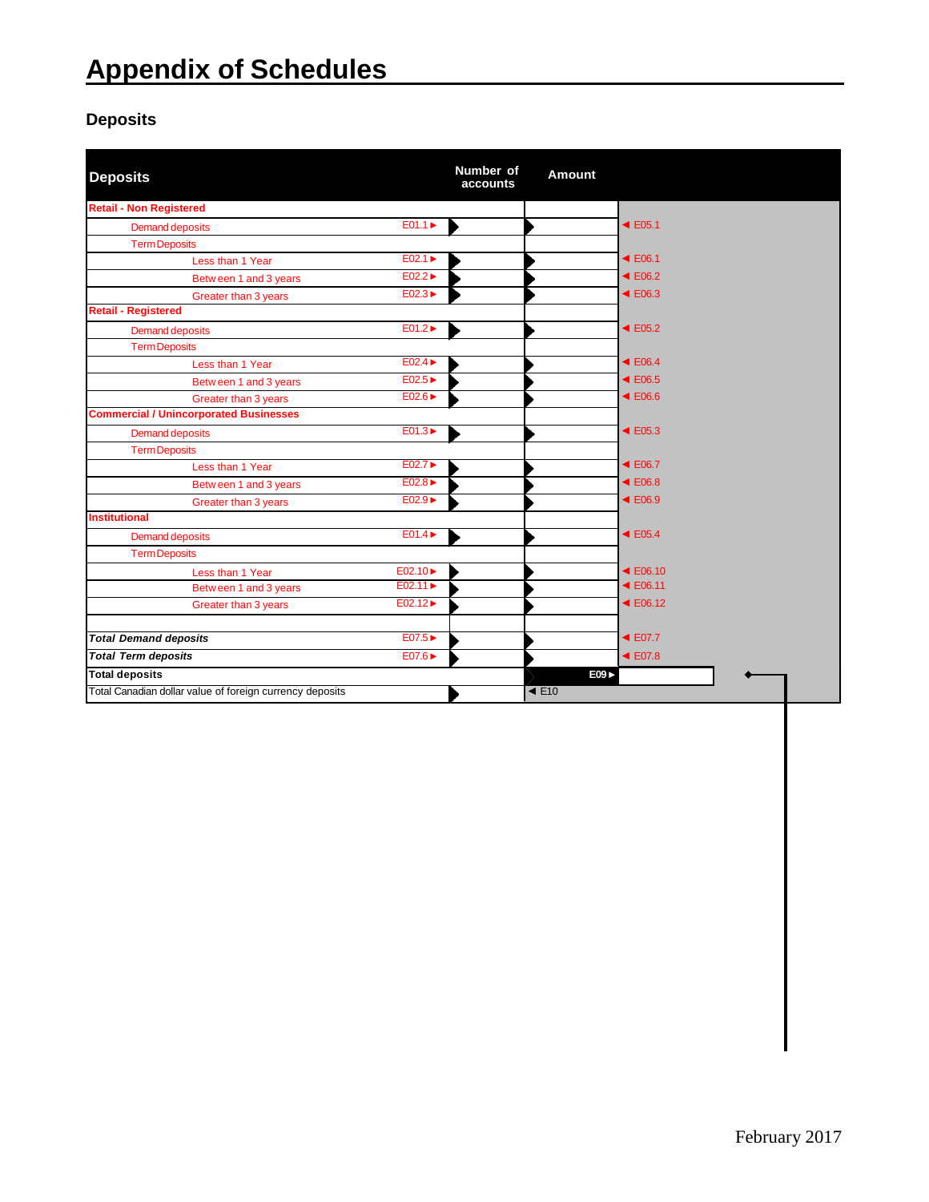# Appendix of Schedules

## Deposits

| Deposits | | Number of accounts | Amount | |
|---|---|---|---|---|
| **Retail - Non Registered** | | | | |
| Demand deposits | E01.1 ► | | | ◄ E05.1 |
| Term Deposits | | | | |
| Less than 1 Year | E02.1 ► | | | ◄ E06.1 |
| Between 1 and 3 years | E02.2 ► | | | ◄ E06.2 |
| Greater than 3 years | E02.3 ► | | | ◄ E06.3 |
| **Retail - Registered** | | | | |
| Demand deposits | E01.2 ► | | | ◄ E05.2 |
| Term Deposits | | | | |
| Less than 1 Year | E02.4 ► | | | ◄ E06.4 |
| Between 1 and 3 years | E02.5 ► | | | ◄ E06.5 |
| Greater than 3 years | E02.6 ► | | | ◄ E06.6 |
| **Commercial / Unincorporated Businesses** | | | | |
| Demand deposits | E01.3 ► | | | ◄ E05.3 |
| Term Deposits | | | | |
| Less than 1 Year | E02.7 ► | | | ◄ E06.7 |
| Between 1 and 3 years | E02.8 ► | | | ◄ E06.8 |
| Greater than 3 years | E02.9 ► | | | ◄ E06.9 |
| **Institutional** | | | | |
| Demand deposits | E01.4 ► | | | ◄ E05.4 |
| Term Deposits | | | | |
| Less than 1 Year | E02.10 ► | | | ◄ E06.10 |
| Between 1 and 3 years | E02.11 ► | | | ◄ E06.11 |
| Greater than 3 years | E02.12 ► | | | ◄ E06.12 |
| | | | | |
| ***Total Demand deposits*** | E07.5 ► | | | ◄ E07.7 |
| ***Total Term deposits*** | E07.6 ► | | | ◄ E07.8 |
| **Total deposits** | | | E09 ► | |
| Total Canadian dollar value of foreign currency deposits | | | ◄ E10 | |

February 2017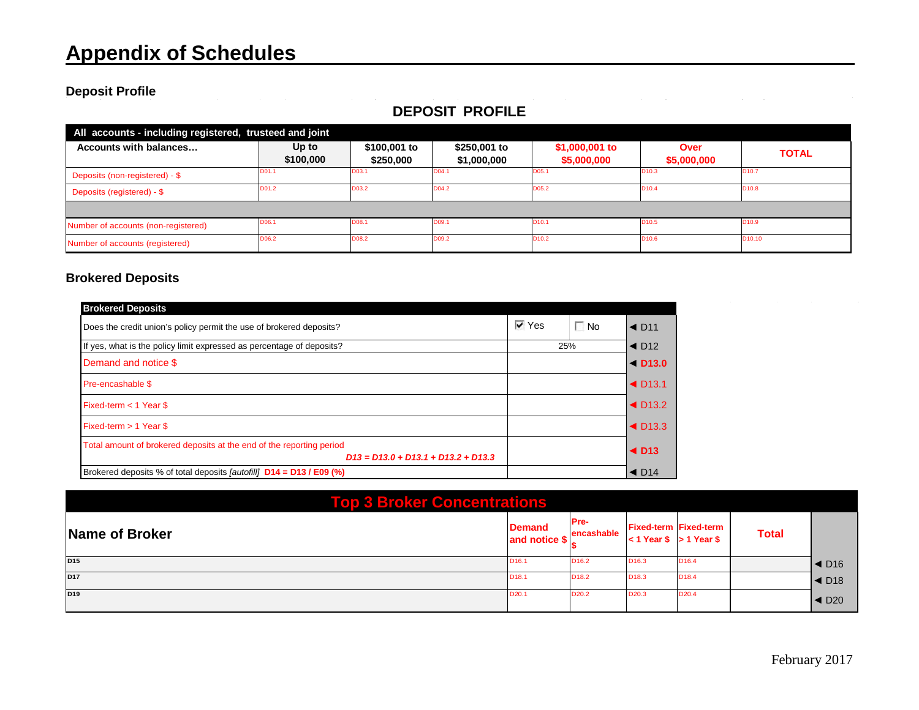# Appendix of Schedules

### Deposit Profile

## DEPOSIT PROFILE

| All accounts - including registered, trusteed and joint | | | | | | |
|---|---|---|---|---|---|---|
| **Accounts with balances…** | **Up to $100,000** | **$100,001 to $250,000** | **$250,001 to $1,000,000** | **$1,000,001 to $5,000,000** | **Over $5,000,000** | **TOTAL** |
| Deposits (non-registered) - $ | D01.1 | D03.1 | D04.1 | D05.1 | D10.3 | D10.7 |
| Deposits (registered) - $ | D01.2 | D03.2 | D04.2 | D05.2 | D10.4 | D10.8 |
| | | | | | | |
| Number of accounts (non-registered) | D06.1 | D08.1 | D09.1 | D10.1 | D10.5 | D10.9 |
| Number of accounts (registered) | D06.2 | D08.2 | D09.2 | D10.2 | D10.6 | D10.10 |

### Brokered Deposits

| Brokered Deposits | | |
|---|---|---|
| Does the credit union's policy permit the use of brokered deposits? | ☑ Yes ☐ No | ◄ D11 |
| If yes, what is the policy limit expressed as percentage of deposits? | 25% | ◄ D12 |
| Demand and notice $ | | ◄ **D13.0** |
| Pre-encashable $ | | ◄ D13.1 |
| Fixed-term < 1 Year $ | | ◄ D13.2 |
| Fixed-term > 1 Year $ | | ◄ D13.3 |
| Total amount of brokered deposits at the end of the reporting period ***D13 = D13.0 + D13.1 + D13.2 + D13.3*** | | ◄ **D13** |
| Brokered deposits % of total deposits *[autofill]* **D14 = D13 / E09 (%)** | | ◄ D14 |

| Top 3 Broker Concentrations | | | | | | |
|---|---|---|---|---|---|---|
| **Name of Broker** | **Demand and notice $** | **Pre-encashable $** | **Fixed-term < 1 Year $** | **Fixed-term > 1 Year $** | **Total** | |
| D15 | D16.1 | D16.2 | D16.3 | D16.4 | | ◄ D16 |
| D17 | D18.1 | D18.2 | D18.3 | D18.4 | | ◄ D18 |
| D19 | D20.1 | D20.2 | D20.3 | D20.4 | | ◄ D20 |

February 2017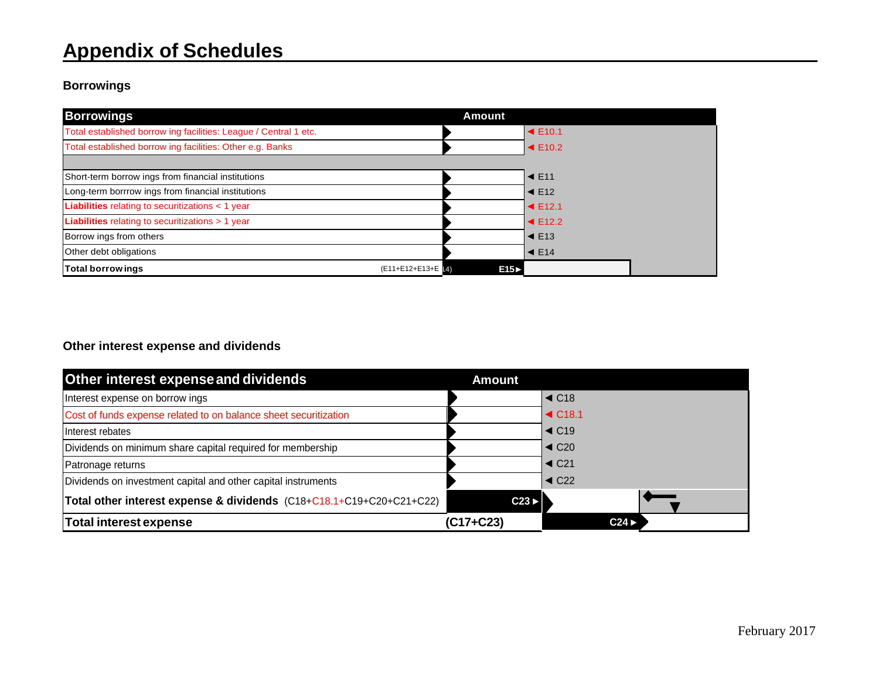# Appendix of Schedules

### Borrowings

| Borrowings | Amount | |
|---|---|---|
| Total established borrowing facilities: League / Central 1 etc. | | ◄ E10.1 |
| Total established borrowing facilities: Other e.g. Banks | | ◄ E10.2 |
| | | |
| Short-term borrowings from financial institutions | | ◄ E11 |
| Long-term borrrowings from financial institutions | | ◄ E12 |
| **Liabilities** relating to securitizations < 1 year | | ◄ E12.1 |
| **Liabilities** relating to securitizations > 1 year | | ◄ E12.2 |
| Borrowings from others | | ◄ E13 |
| Other debt obligations | | ◄ E14 |
| **Total borrowings** (E11+E12+E13+E14) | **E15►** | |

### Other interest expense and dividends

| Other interest expense and dividends | Amount | | |
|---|---|---|---|
| Interest expense on borrowings | | ◄ C18 | |
| Cost of funds expense related to on balance sheet securitization | | ◄ C18.1 | |
| Interest rebates | | ◄ C19 | |
| Dividends on minimum share capital required for membership | | ◄ C20 | |
| Patronage returns | | ◄ C21 | |
| Dividends on investment capital and other capital instruments | | ◄ C22 | |
| **Total other interest expense & dividends** (C18+C18.1+C19+C20+C21+C22) | **C23►** | | |
| **Total interest expense** | **(C17+C23)** | **C24►** | |

February 2017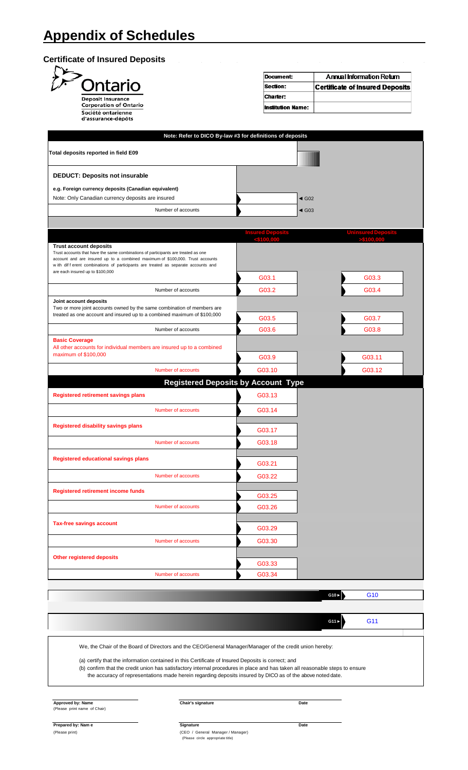# Appendix of Schedules

## Certificate of Insured Deposits

Ontario

Deposit Insurance Corporation of Ontario
Société ontarienne d'assurance-dépôts

| | |
|---|---|
| Document: | Annual Information Return |
| Section: | Certificate of Insured Deposits |
| Charter: | |
| Institution Name: | |

**Note: Refer to DICO By-law #3 for definitions of deposits**

| | | | | |
|---|---|---|---|---|
| **Total deposits reported in field E09** | | | | |
| **DEDUCT: Deposits not insurable** | | | | |
| **e.g. Foreign currency deposits (Canadian equivalent)** Note: Only Canadian currency deposits are insured | | ◄ G02 | | |
| Number of accounts | | ◄ G03 | | |
| | **Insured Deposits <$100,000** | | **Uninsured Deposits >$100,000** | |
| **Trust account deposits** Trust accounts that have the same combinations of participants are treated as one account and are insured up to a combined maximum of $100,000. Trust accounts with different combinations of participants are treated as separate accounts and are each insured up to $100,000 | G03.1 | | G03.3 | |
| Number of accounts | G03.2 | | G03.4 | |
| **Joint account deposits** Two or more joint accounts owned by the same combination of members are treated as one account and insured up to a combined maximum of $100,000 | G03.5 | | G03.7 | |
| Number of accounts | G03.6 | | G03.8 | |
| **Basic Coverage** All other accounts for individual members are insured up to a combined maximum of $100,000 | G03.9 | | G03.11 | |
| Number of accounts | G03.10 | | G03.12 | |
| **Registered Deposits by Account Type** | | | | |
| **Registered retirement savings plans** | G03.13 | | | |
| Number of accounts | G03.14 | | | |
| **Registered disability savings plans** | G03.17 | | | |
| Number of accounts | G03.18 | | | |
| **Registered educational savings plans** | G03.21 | | | |
| Number of accounts | G03.22 | | | |
| **Registered retirement income funds** | G03.25 | | | |
| Number of accounts | G03.26 | | | |
| **Tax-free savings account** | G03.29 | | | |
| Number of accounts | G03.30 | | | |
| **Other registered deposits** | G03.33 | | | |
| Number of accounts | G03.34 | | | |
| | | G10 ► | G10 | |
| | | G11 ► | G11 | |

We, the Chair of the Board of Directors and the CEO/General Manager/Manager of the credit union hereby:

(a) certify that the information contained in this Certificate of Insured Deposits is correct; and
(b) confirm that the credit union has satisfactory internal procedures in place and has taken all reasonable steps to ensure the accuracy of representations made herein regarding deposits insured by DICO as of the above noted date.

| | | |
|---|---|---|
| **Approved by: Name** (Please print name of Chair) | **Chair's signature** | **Date** |
| **Prepared by: Name** (Please print) | **Signature** (CEO / General Manager / Manager) (Please circle appropriate title) | **Date** |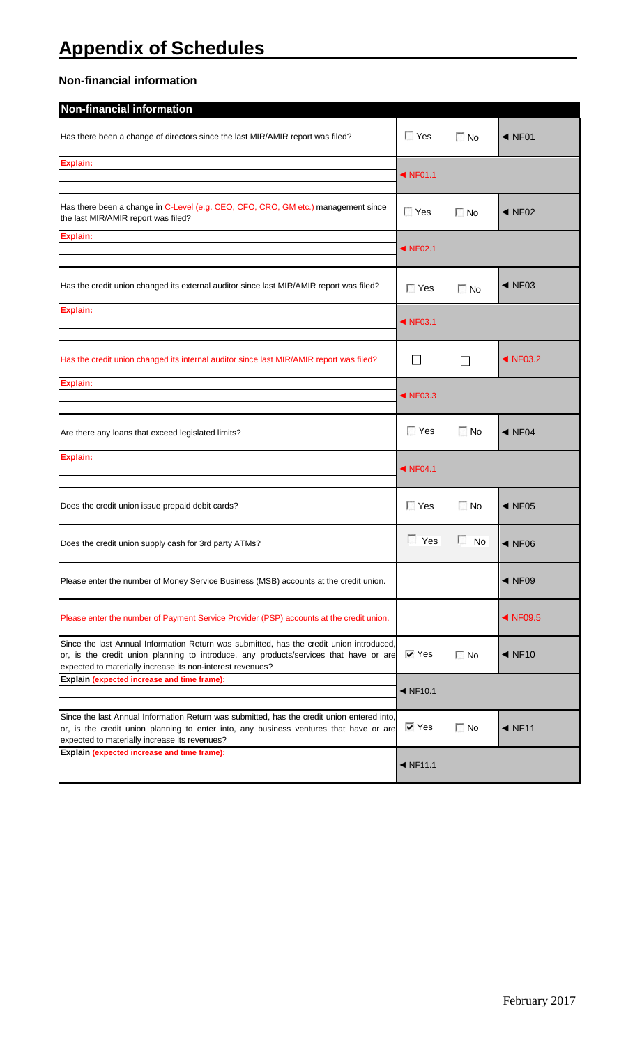# Appendix of Schedules

### Non-financial information

| Non-financial information | | |
|---|---|---|
| Has there been a change of directors since the last MIR/AMIR report was filed? | ☐ Yes ☐ No | ◄ NF01 |
| **Explain:** | ◄ NF01.1 | |
| Has there been a change in C-Level (e.g. CEO, CFO, CRO, GM etc.) management since the last MIR/AMIR report was filed? | ☐ Yes ☐ No | ◄ NF02 |
| **Explain:** | ◄ NF02.1 | |
| Has the credit union changed its external auditor since last MIR/AMIR report was filed? | ☐ Yes ☐ No | ◄ NF03 |
| **Explain:** | ◄ NF03.1 | |
| Has the credit union changed its internal auditor since last MIR/AMIR report was filed? | ☐ ☐ | ◄ NF03.2 |
| **Explain:** | ◄ NF03.3 | |
| Are there any loans that exceed legislated limits? | ☐ Yes ☐ No | ◄ NF04 |
| **Explain:** | ◄ NF04.1 | |
| Does the credit union issue prepaid debit cards? | ☐ Yes ☐ No | ◄ NF05 |
| Does the credit union supply cash for 3rd party ATMs? | ☐ Yes ☐ No | ◄ NF06 |
| Please enter the number of Money Service Business (MSB) accounts at the credit union. | | ◄ NF09 |
| Please enter the number of Payment Service Provider (PSP) accounts at the credit union. | | ◄ NF09.5 |
| Since the last Annual Information Return was submitted, has the credit union introduced, or, is the credit union planning to introduce, any products/services that have or are expected to materially increase its non-interest revenues? | ☑ Yes ☐ No | ◄ NF10 |
| **Explain (expected increase and time frame):** | ◄ NF10.1 | |
| Since the last Annual Information Return was submitted, has the credit union entered into, or, is the credit union planning to enter into, any business ventures that have or are expected to materially increase its revenues? | ☑ Yes ☐ No | ◄ NF11 |
| **Explain (expected increase and time frame):** | ◄ NF11.1 | |

February 2017